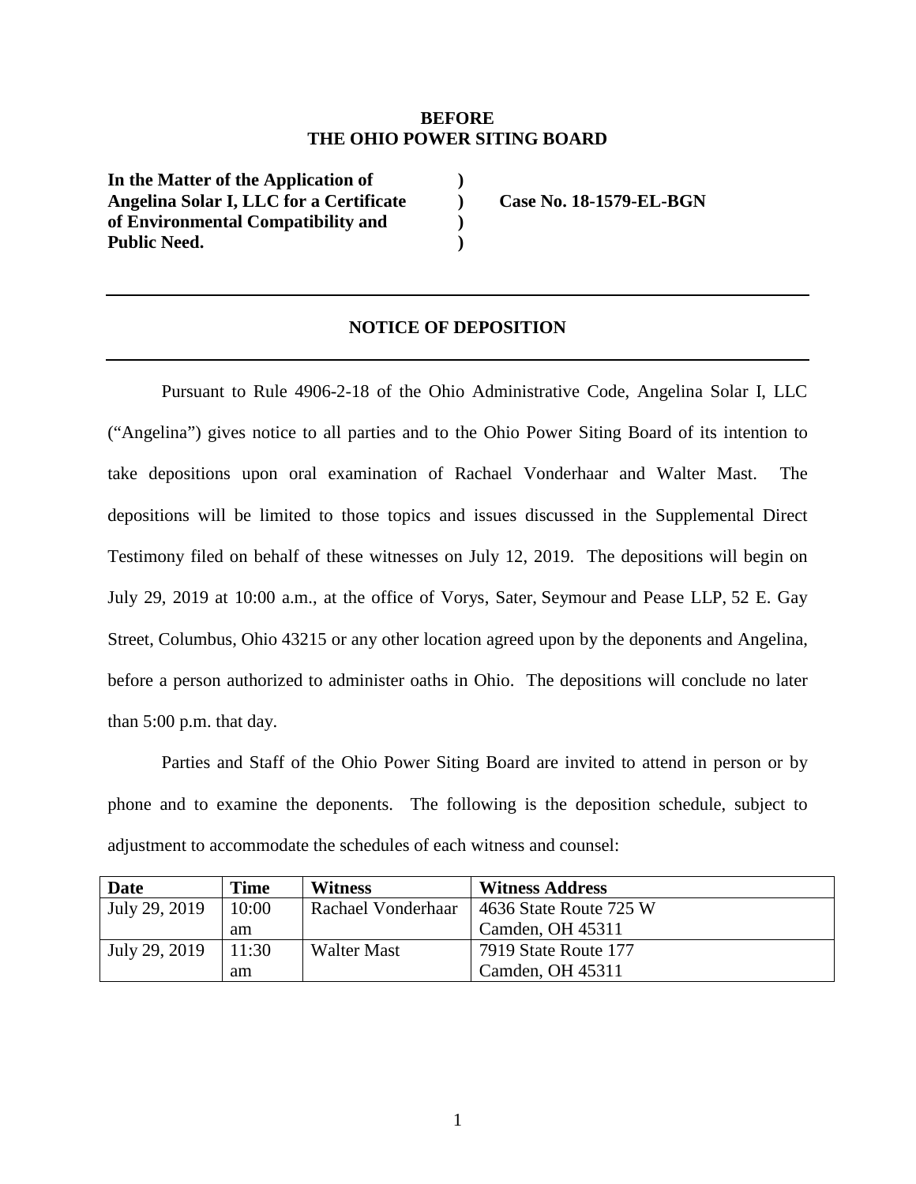**BEFORE**
**THE OHIO POWER SITING BOARD**

**In the Matter of the Application of Angelina Solar I, LLC for a Certificate of Environmental Compatibility and Public Need.** ) ) ) ) **Case No. 18-1579-EL-BGN**

---

## NOTICE OF DEPOSITION

---

Pursuant to Rule 4906-2-18 of the Ohio Administrative Code, Angelina Solar I, LLC ("Angelina") gives notice to all parties and to the Ohio Power Siting Board of its intention to take depositions upon oral examination of Rachael Vonderhaar and Walter Mast. The depositions will be limited to those topics and issues discussed in the Supplemental Direct Testimony filed on behalf of these witnesses on July 12, 2019. The depositions will begin on July 29, 2019 at 10:00 a.m., at the office of Vorys, Sater, Seymour and Pease LLP, 52 E. Gay Street, Columbus, Ohio 43215 or any other location agreed upon by the deponents and Angelina, before a person authorized to administer oaths in Ohio. The depositions will conclude no later than 5:00 p.m. that day.

Parties and Staff of the Ohio Power Siting Board are invited to attend in person or by phone and to examine the deponents. The following is the deposition schedule, subject to adjustment to accommodate the schedules of each witness and counsel:

| Date | Time | Witness | Witness Address |
|---|---|---|---|
| July 29, 2019 | 10:00 am | Rachael Vonderhaar | 4636 State Route 725 W Camden, OH 45311 |
| July 29, 2019 | 11:30 am | Walter Mast | 7919 State Route 177 Camden, OH 45311 |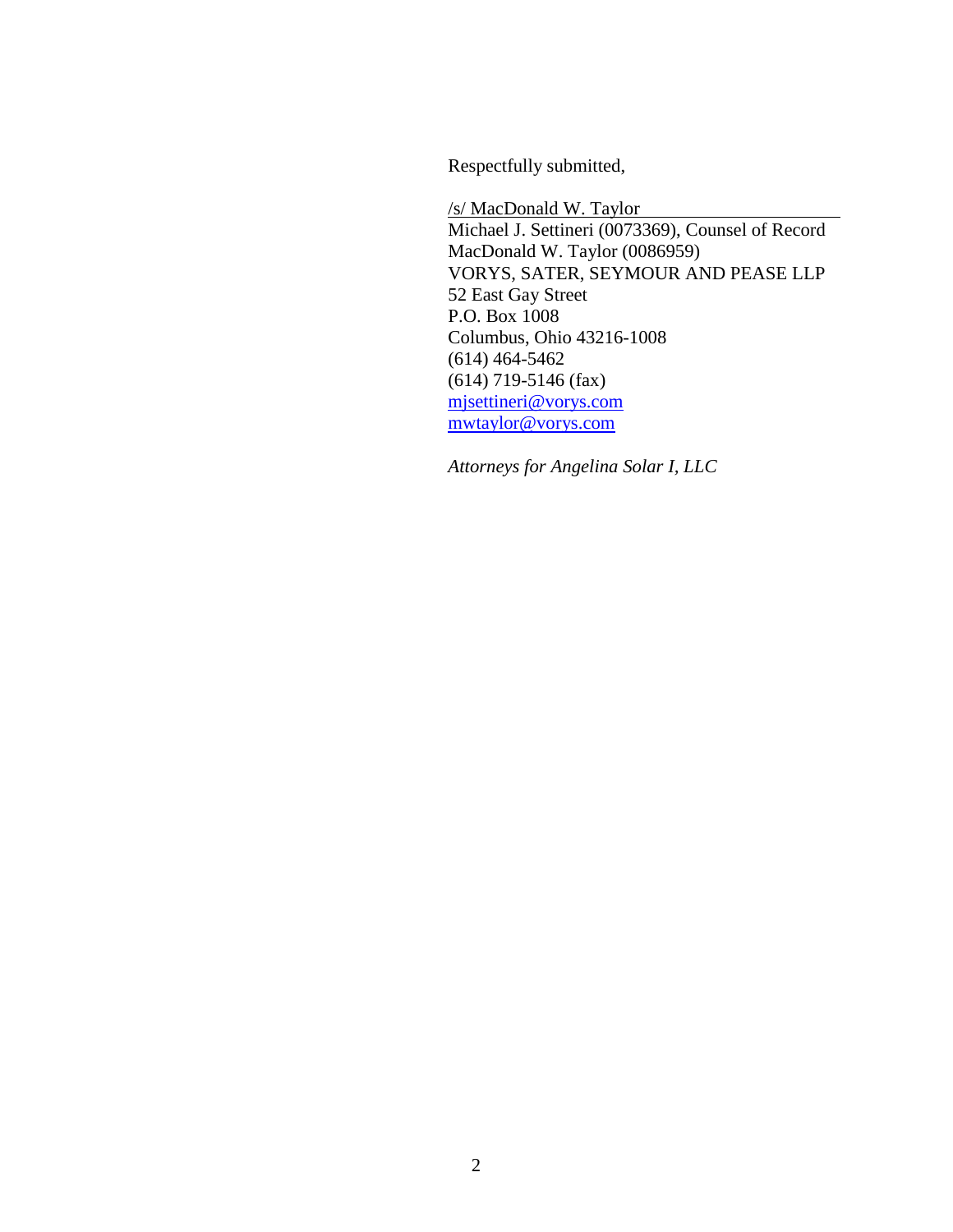Respectfully submitted,

/s/ MacDonald W. Taylor
Michael J. Settineri (0073369), Counsel of Record
MacDonald W. Taylor (0086959)
VORYS, SATER, SEYMOUR AND PEASE LLP
52 East Gay Street
P.O. Box 1008
Columbus, Ohio 43216-1008
(614) 464-5462
(614) 719-5146 (fax)
mjsettineri@vorys.com
mwtaylor@vorys.com

*Attorneys for Angelina Solar I, LLC*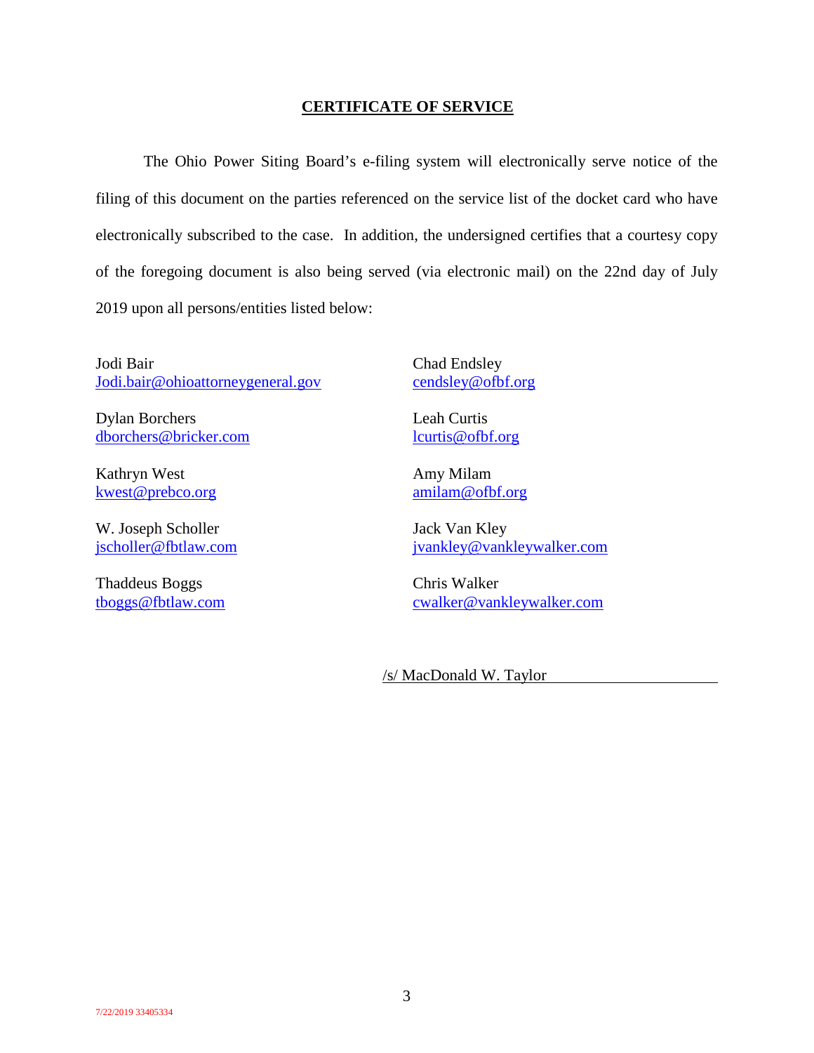**CERTIFICATE OF SERVICE**

The Ohio Power Siting Board's e-filing system will electronically serve notice of the filing of this document on the parties referenced on the service list of the docket card who have electronically subscribed to the case. In addition, the undersigned certifies that a courtesy copy of the foregoing document is also being served (via electronic mail) on the 22nd day of July 2019 upon all persons/entities listed below:

Jodi Bair
Jodi.bair@ohioattorneygeneral.gov

Dylan Borchers
dborchers@bricker.com

Kathryn West
kwest@prebco.org

W. Joseph Scholler
jscholler@fbtlaw.com

Thaddeus Boggs
tboggs@fbtlaw.com

Chad Endsley
cendsley@ofbf.org

Leah Curtis
lcurtis@ofbf.org

Amy Milam
amilam@ofbf.org

Jack Van Kley
jvankley@vankleywalker.com

Chris Walker
cwalker@vankleywalker.com

/s/ MacDonald W. Taylor

7/22/2019 33405334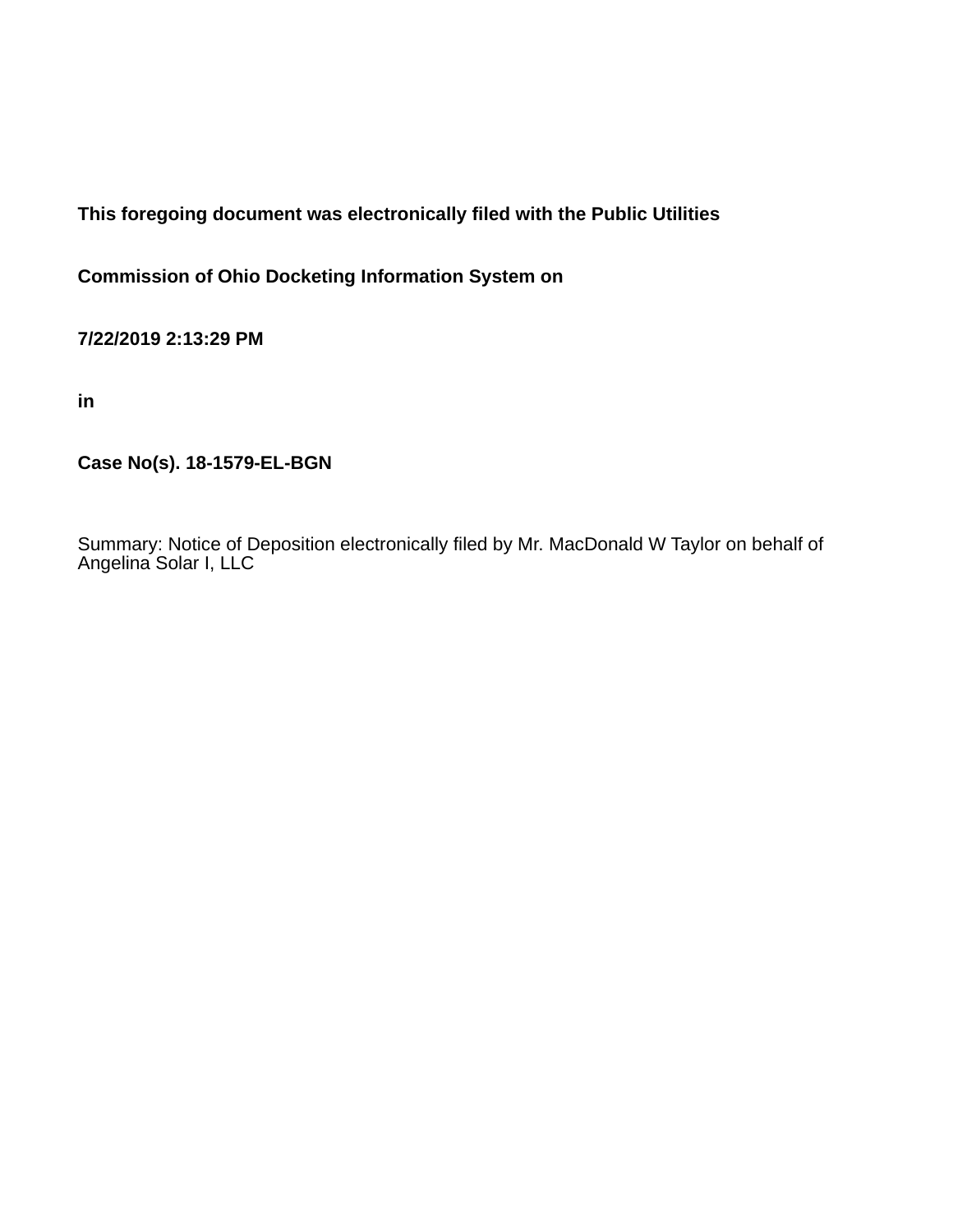**This foregoing document was electronically filed with the Public Utilities**

**Commission of Ohio Docketing Information System on**

**7/22/2019 2:13:29 PM**

**in**

**Case No(s). 18-1579-EL-BGN**

Summary: Notice of Deposition electronically filed by Mr. MacDonald W Taylor on behalf of Angelina Solar I, LLC